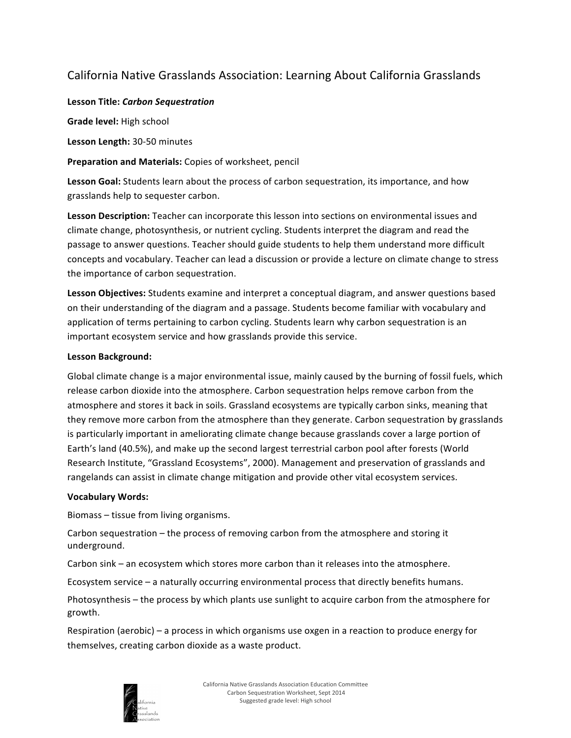# California Native Grasslands Association: Learning About California Grasslands

**Lesson Title:** ***Carbon Sequestration***

**Grade level:** High school

**Lesson Length:** 30-50 minutes

**Preparation and Materials:** Copies of worksheet, pencil

**Lesson Goal:** Students learn about the process of carbon sequestration, its importance, and how grasslands help to sequester carbon.

**Lesson Description:** Teacher can incorporate this lesson into sections on environmental issues and climate change, photosynthesis, or nutrient cycling. Students interpret the diagram and read the passage to answer questions. Teacher should guide students to help them understand more difficult concepts and vocabulary. Teacher can lead a discussion or provide a lecture on climate change to stress the importance of carbon sequestration.

**Lesson Objectives:** Students examine and interpret a conceptual diagram, and answer questions based on their understanding of the diagram and a passage. Students become familiar with vocabulary and application of terms pertaining to carbon cycling. Students learn why carbon sequestration is an important ecosystem service and how grasslands provide this service.

**Lesson Background:**

Global climate change is a major environmental issue, mainly caused by the burning of fossil fuels, which release carbon dioxide into the atmosphere. Carbon sequestration helps remove carbon from the atmosphere and stores it back in soils. Grassland ecosystems are typically carbon sinks, meaning that they remove more carbon from the atmosphere than they generate. Carbon sequestration by grasslands is particularly important in ameliorating climate change because grasslands cover a large portion of Earth's land (40.5%), and make up the second largest terrestrial carbon pool after forests (World Research Institute, "Grassland Ecosystems", 2000). Management and preservation of grasslands and rangelands can assist in climate change mitigation and provide other vital ecosystem services.

**Vocabulary Words:**

Biomass – tissue from living organisms.

Carbon sequestration – the process of removing carbon from the atmosphere and storing it underground.

Carbon sink – an ecosystem which stores more carbon than it releases into the atmosphere.

Ecosystem service – a naturally occurring environmental process that directly benefits humans.

Photosynthesis – the process by which plants use sunlight to acquire carbon from the atmosphere for growth.

Respiration (aerobic) – a process in which organisms use oxgen in a reaction to produce energy for themselves, creating carbon dioxide as a waste product.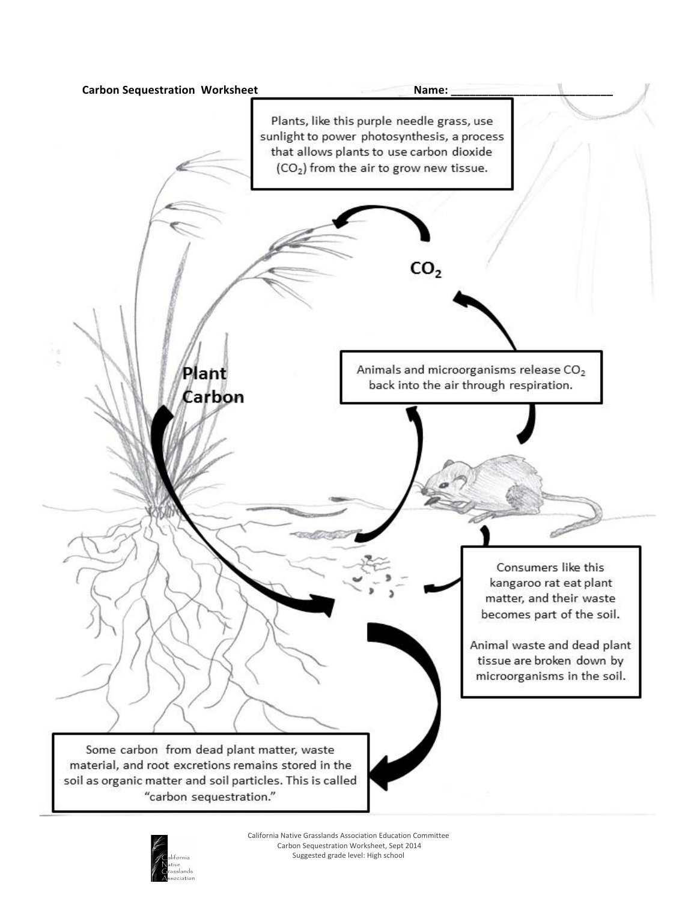**Carbon Sequestration Worksheet** **Name: ___________________________**

Plants, like this purple needle grass, use sunlight to power photosynthesis, a process that allows plants to use carbon dioxide ($CO_2$) from the air to grow new tissue.

**$CO_2$**

**Plant Carbon**

Animals and microorganisms release $CO_2$ back into the air through respiration.

Consumers like this kangaroo rat eat plant matter, and their waste becomes part of the soil.

Animal waste and dead plant tissue are broken down by microorganisms in the soil.

Some carbon from dead plant matter, waste material, and root excretions remains stored in the soil as organic matter and soil particles. This is called "carbon sequestration."

California Native Grasslands Association Education Committee
Carbon Sequestration Worksheet, Sept 2014
Suggested grade level: High school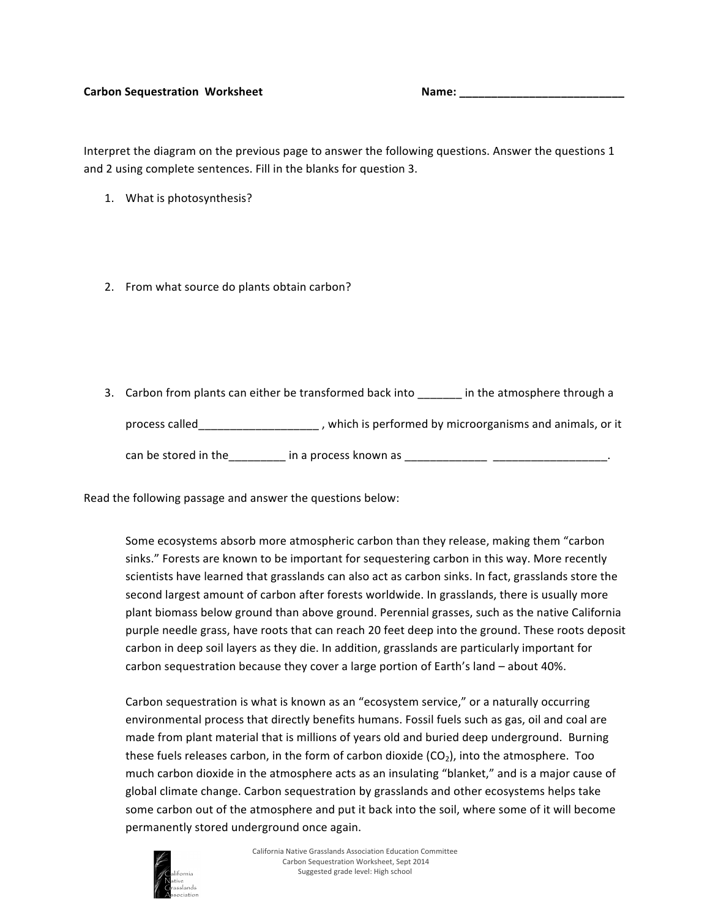**Carbon Sequestration Worksheet** **Name: ___________________________**

Interpret the diagram on the previous page to answer the following questions. Answer the questions 1 and 2 using complete sentences. Fill in the blanks for question 3.

1. What is photosynthesis?

2. From what source do plants obtain carbon?

3. Carbon from plants can either be transformed back into _______ in the atmosphere through a process called___________________ , which is performed by microorganisms and animals, or it can be stored in the_________ in a process known as _____________ __________________.

Read the following passage and answer the questions below:

> Some ecosystems absorb more atmospheric carbon than they release, making them "carbon sinks." Forests are known to be important for sequestering carbon in this way. More recently scientists have learned that grasslands can also act as carbon sinks. In fact, grasslands store the second largest amount of carbon after forests worldwide. In grasslands, there is usually more plant biomass below ground than above ground. Perennial grasses, such as the native California purple needle grass, have roots that can reach 20 feet deep into the ground. These roots deposit carbon in deep soil layers as they die. In addition, grasslands are particularly important for carbon sequestration because they cover a large portion of Earth's land – about 40%.
>
> Carbon sequestration is what is known as an "ecosystem service," or a naturally occurring environmental process that directly benefits humans. Fossil fuels such as gas, oil and coal are made from plant material that is millions of years old and buried deep underground. Burning these fuels releases carbon, in the form of carbon dioxide ($CO_2$), into the atmosphere. Too much carbon dioxide in the atmosphere acts as an insulating "blanket," and is a major cause of global climate change. Carbon sequestration by grasslands and other ecosystems helps take some carbon out of the atmosphere and put it back into the soil, where some of it will become permanently stored underground once again.

California Native Grasslands Association Education Committee
Carbon Sequestration Worksheet, Sept 2014
Suggested grade level: High school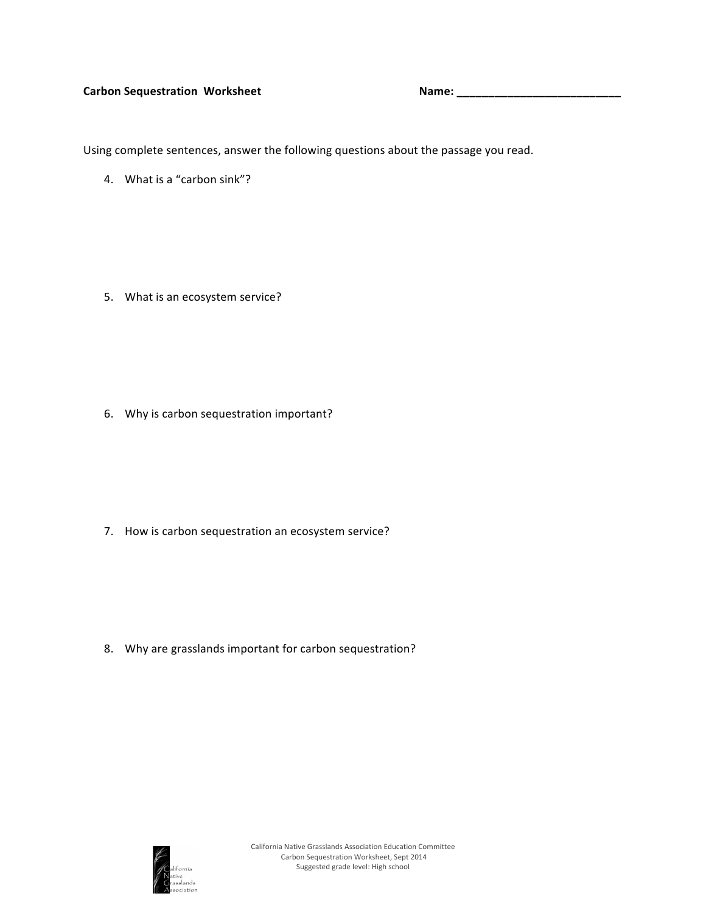**Carbon Sequestration Worksheet** **Name: ___________________________**

Using complete sentences, answer the following questions about the passage you read.

4. What is a "carbon sink"?

5. What is an ecosystem service?

6. Why is carbon sequestration important?

7. How is carbon sequestration an ecosystem service?

8. Why are grasslands important for carbon sequestration?

California Native Grasslands Association Education Committee
Carbon Sequestration Worksheet, Sept 2014
Suggested grade level: High school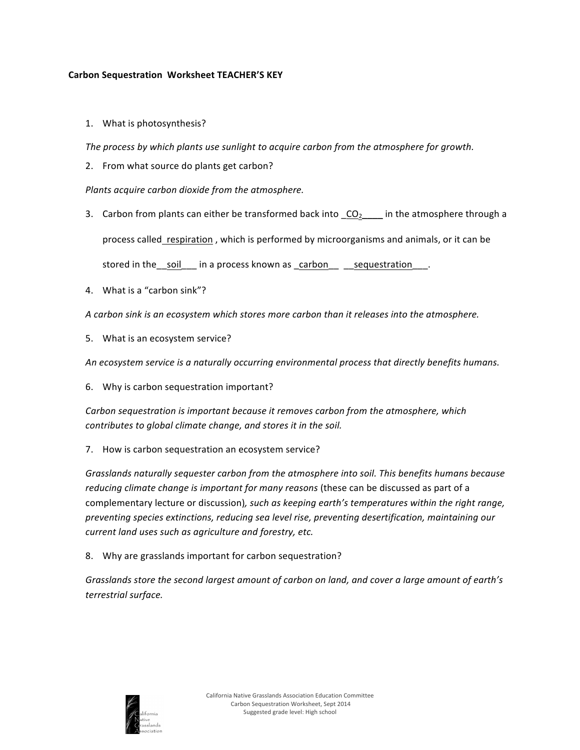**Carbon Sequestration Worksheet TEACHER'S KEY**

1. What is photosynthesis?

*The process by which plants use sunlight to acquire carbon from the atmosphere for growth.*

2. From what source do plants get carbon?

*Plants acquire carbon dioxide from the atmosphere.*

3. Carbon from plants can either be transformed back into _$CO_2$____ in the atmosphere through a process called_respiration , which is performed by microorganisms and animals, or it can be stored in the__soil___ in a process known as _carbon__ __sequestration___.

4. What is a "carbon sink"?

*A carbon sink is an ecosystem which stores more carbon than it releases into the atmosphere.*

5. What is an ecosystem service?

*An ecosystem service is a naturally occurring environmental process that directly benefits humans.*

6. Why is carbon sequestration important?

*Carbon sequestration is important because it removes carbon from the atmosphere, which contributes to global climate change, and stores it in the soil.*

7. How is carbon sequestration an ecosystem service?

*Grasslands naturally sequester carbon from the atmosphere into soil. This benefits humans because reducing climate change is important for many reasons* (these can be discussed as part of a complementary lecture or discussion)*, such as keeping earth's temperatures within the right range, preventing species extinctions, reducing sea level rise, preventing desertification, maintaining our current land uses such as agriculture and forestry, etc.*

8. Why are grasslands important for carbon sequestration?

*Grasslands store the second largest amount of carbon on land, and cover a large amount of earth's terrestrial surface.*

California Native Grasslands Association Education Committee
Carbon Sequestration Worksheet, Sept 2014
Suggested grade level: High school